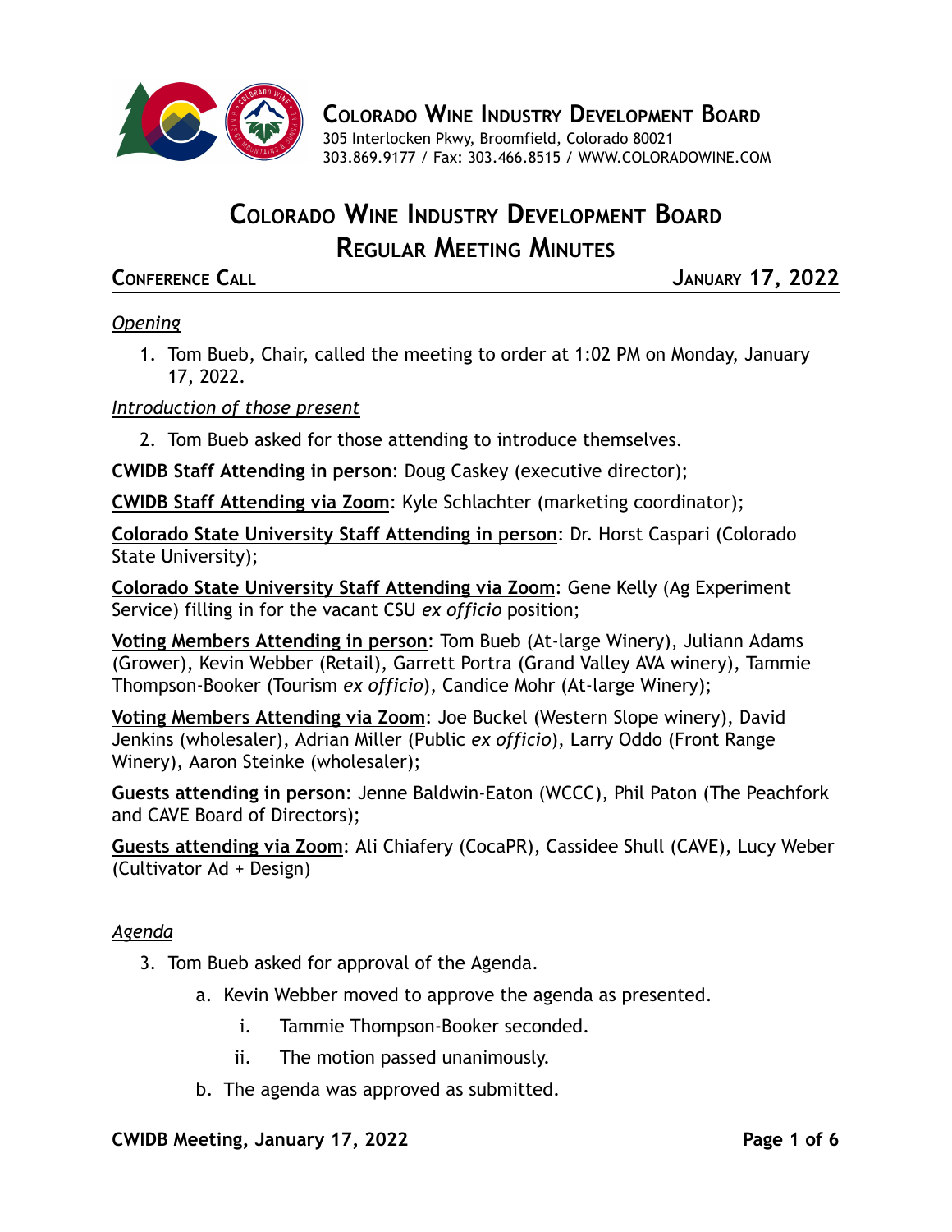**Colorado Wine Industry Development Board**
305 Interlocken Pkwy, Broomfield, Colorado 80021
303.869.9177 / Fax: 303.466.8515 / WWW.COLORADOWINE.COM

# Colorado Wine Industry Development Board
# Regular Meeting Minutes

**Conference Call** **January 17, 2022**

*Opening*

1. Tom Bueb, Chair, called the meeting to order at 1:02 PM on Monday, January 17, 2022.

*Introduction of those present*

2. Tom Bueb asked for those attending to introduce themselves.

**CWIDB Staff Attending in person**: Doug Caskey (executive director);

**CWIDB Staff Attending via Zoom**: Kyle Schlachter (marketing coordinator);

**Colorado State University Staff Attending in person**: Dr. Horst Caspari (Colorado State University);

**Colorado State University Staff Attending via Zoom**: Gene Kelly (Ag Experiment Service) filling in for the vacant CSU *ex officio* position;

**Voting Members Attending in person**: Tom Bueb (At-large Winery), Juliann Adams (Grower), Kevin Webber (Retail), Garrett Portra (Grand Valley AVA winery), Tammie Thompson-Booker (Tourism *ex officio*), Candice Mohr (At-large Winery);

**Voting Members Attending via Zoom**: Joe Buckel (Western Slope winery), David Jenkins (wholesaler), Adrian Miller (Public *ex officio*), Larry Oddo (Front Range Winery), Aaron Steinke (wholesaler);

**Guests attending in person**: Jenne Baldwin-Eaton (WCCC), Phil Paton (The Peachfork and CAVE Board of Directors);

**Guests attending via Zoom**: Ali Chiafery (CocaPR), Cassidee Shull (CAVE), Lucy Weber (Cultivator Ad + Design)

*Agenda*

3. Tom Bueb asked for approval of the Agenda.
   a. Kevin Webber moved to approve the agenda as presented.
      i. Tammie Thompson-Booker seconded.
      ii. The motion passed unanimously.
   b. The agenda was approved as submitted.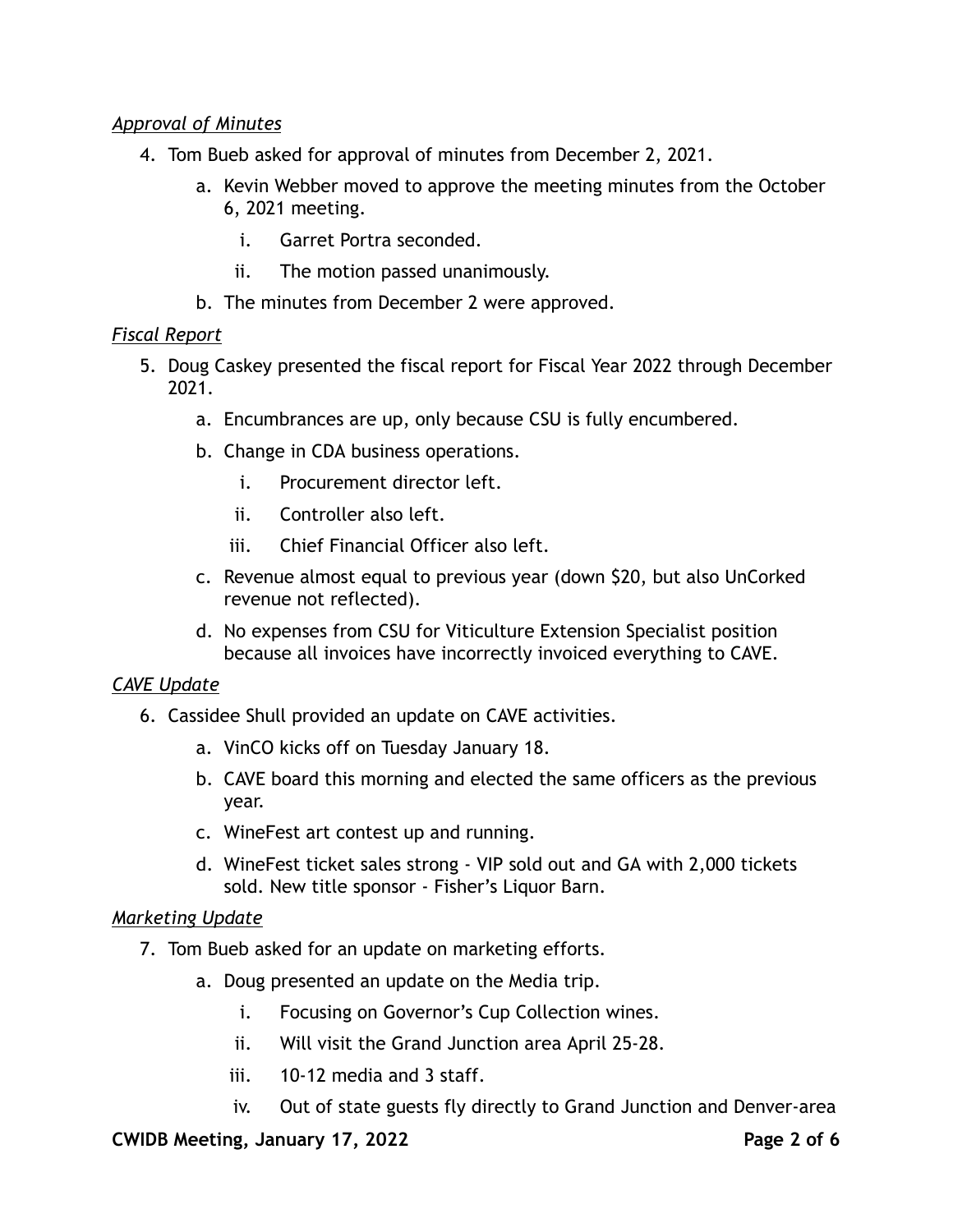*Approval of Minutes*

4. Tom Bueb asked for approval of minutes from December 2, 2021.
    a. Kevin Webber moved to approve the meeting minutes from the October 6, 2021 meeting.
        i. Garret Portra seconded.
        ii. The motion passed unanimously.
    b. The minutes from December 2 were approved.

*Fiscal Report*

5. Doug Caskey presented the fiscal report for Fiscal Year 2022 through December 2021.
    a. Encumbrances are up, only because CSU is fully encumbered.
    b. Change in CDA business operations.
        i. Procurement director left.
        ii. Controller also left.
        iii. Chief Financial Officer also left.
    c. Revenue almost equal to previous year (down $20, but also UnCorked revenue not reflected).
    d. No expenses from CSU for Viticulture Extension Specialist position because all invoices have incorrectly invoiced everything to CAVE.

*CAVE Update*

6. Cassidee Shull provided an update on CAVE activities.
    a. VinCO kicks off on Tuesday January 18.
    b. CAVE board this morning and elected the same officers as the previous year.
    c. WineFest art contest up and running.
    d. WineFest ticket sales strong - VIP sold out and GA with 2,000 tickets sold. New title sponsor - Fisher's Liquor Barn.

*Marketing Update*

7. Tom Bueb asked for an update on marketing efforts.
    a. Doug presented an update on the Media trip.
        i. Focusing on Governor's Cup Collection wines.
        ii. Will visit the Grand Junction area April 25-28.
        iii. 10-12 media and 3 staff.
        iv. Out of state guests fly directly to Grand Junction and Denver-area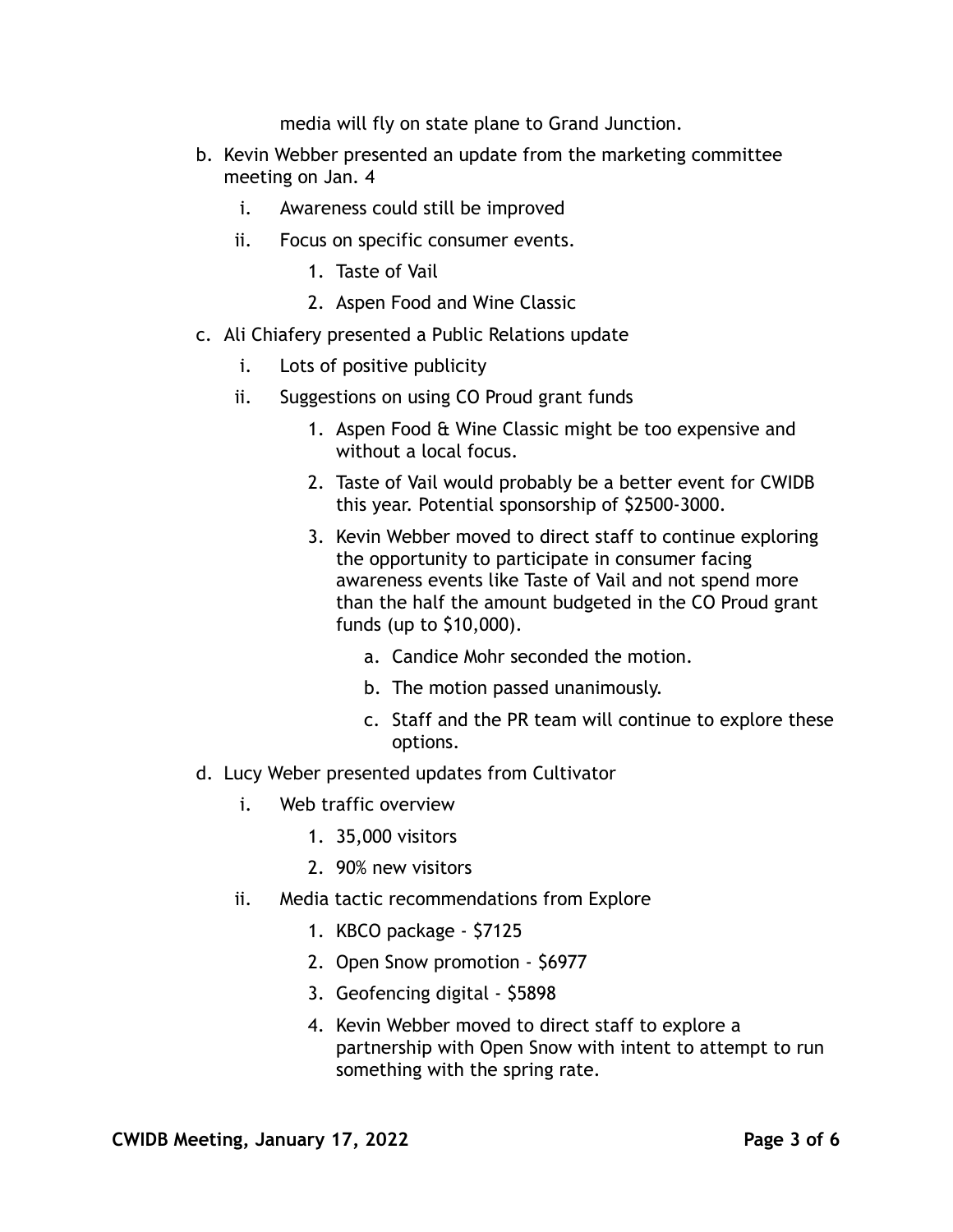media will fly on state plane to Grand Junction.

b. Kevin Webber presented an update from the marketing committee meeting on Jan. 4
    i. Awareness could still be improved
    ii. Focus on specific consumer events.
        1. Taste of Vail
        2. Aspen Food and Wine Classic
c. Ali Chiafery presented a Public Relations update
    i. Lots of positive publicity
    ii. Suggestions on using CO Proud grant funds
        1. Aspen Food & Wine Classic might be too expensive and without a local focus.
        2. Taste of Vail would probably be a better event for CWIDB this year. Potential sponsorship of $2500-3000.
        3. Kevin Webber moved to direct staff to continue exploring the opportunity to participate in consumer facing awareness events like Taste of Vail and not spend more than the half the amount budgeted in the CO Proud grant funds (up to $10,000).
            a. Candice Mohr seconded the motion.
            b. The motion passed unanimously.
            c. Staff and the PR team will continue to explore these options.
d. Lucy Weber presented updates from Cultivator
    i. Web traffic overview
        1. 35,000 visitors
        2. 90% new visitors
    ii. Media tactic recommendations from Explore
        1. KBCO package - $7125
        2. Open Snow promotion - $6977
        3. Geofencing digital - $5898
        4. Kevin Webber moved to direct staff to explore a partnership with Open Snow with intent to attempt to run something with the spring rate.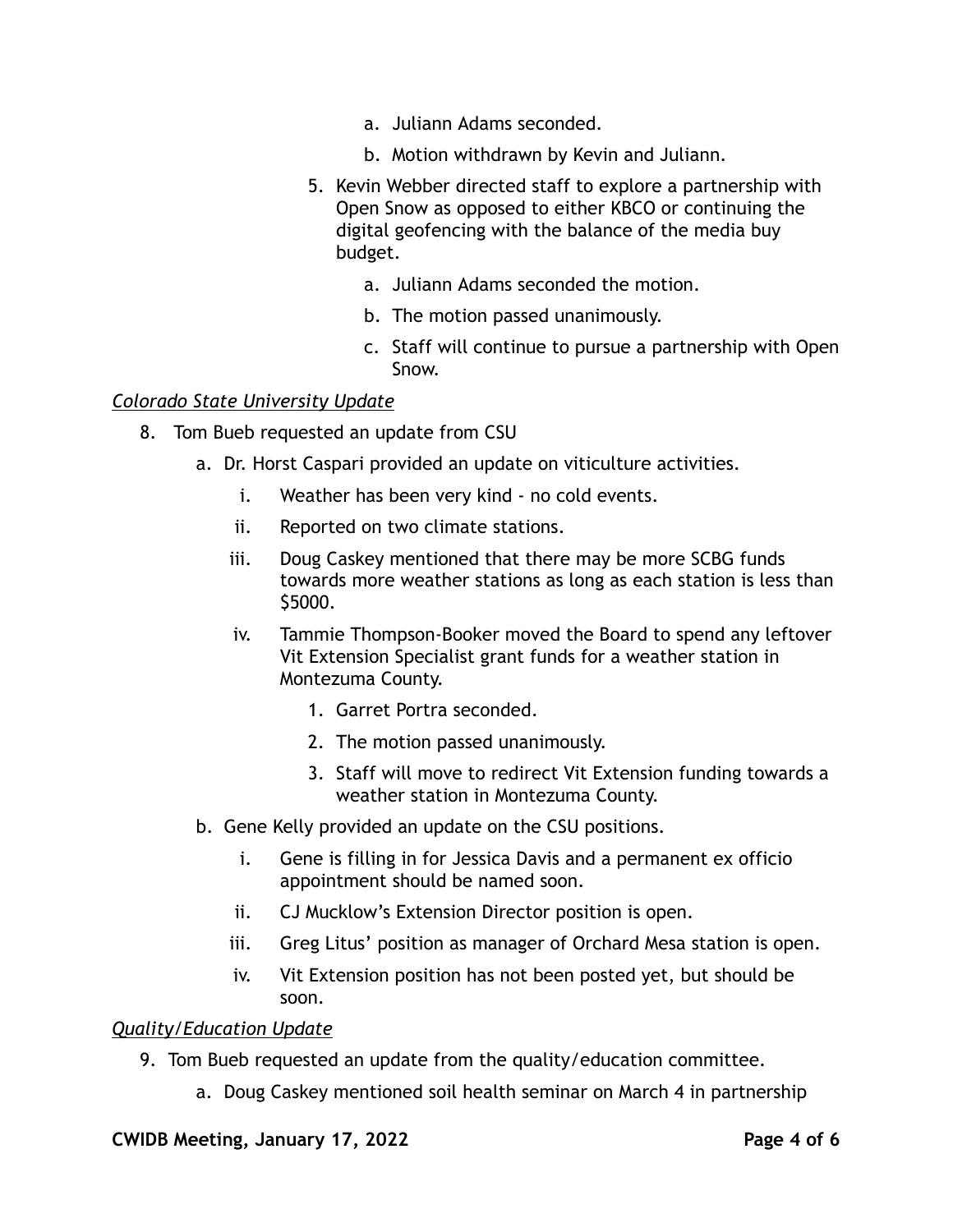a. Juliann Adams seconded.
   b. Motion withdrawn by Kevin and Juliann.

5. Kevin Webber directed staff to explore a partnership with Open Snow as opposed to either KBCO or continuing the digital geofencing with the balance of the media buy budget.
   a. Juliann Adams seconded the motion.
   b. The motion passed unanimously.
   c. Staff will continue to pursue a partnership with Open Snow.

*Colorado State University Update*

8. Tom Bueb requested an update from CSU
   a. Dr. Horst Caspari provided an update on viticulture activities.
      i. Weather has been very kind - no cold events.
      ii. Reported on two climate stations.
      iii. Doug Caskey mentioned that there may be more SCBG funds towards more weather stations as long as each station is less than $5000.
      iv. Tammie Thompson-Booker moved the Board to spend any leftover Vit Extension Specialist grant funds for a weather station in Montezuma County.
         1. Garret Portra seconded.
         2. The motion passed unanimously.
         3. Staff will move to redirect Vit Extension funding towards a weather station in Montezuma County.
   b. Gene Kelly provided an update on the CSU positions.
      i. Gene is filling in for Jessica Davis and a permanent ex officio appointment should be named soon.
      ii. CJ Mucklow's Extension Director position is open.
      iii. Greg Litus' position as manager of Orchard Mesa station is open.
      iv. Vit Extension position has not been posted yet, but should be soon.

*Quality/Education Update*

9. Tom Bueb requested an update from the quality/education committee.
   a. Doug Caskey mentioned soil health seminar on March 4 in partnership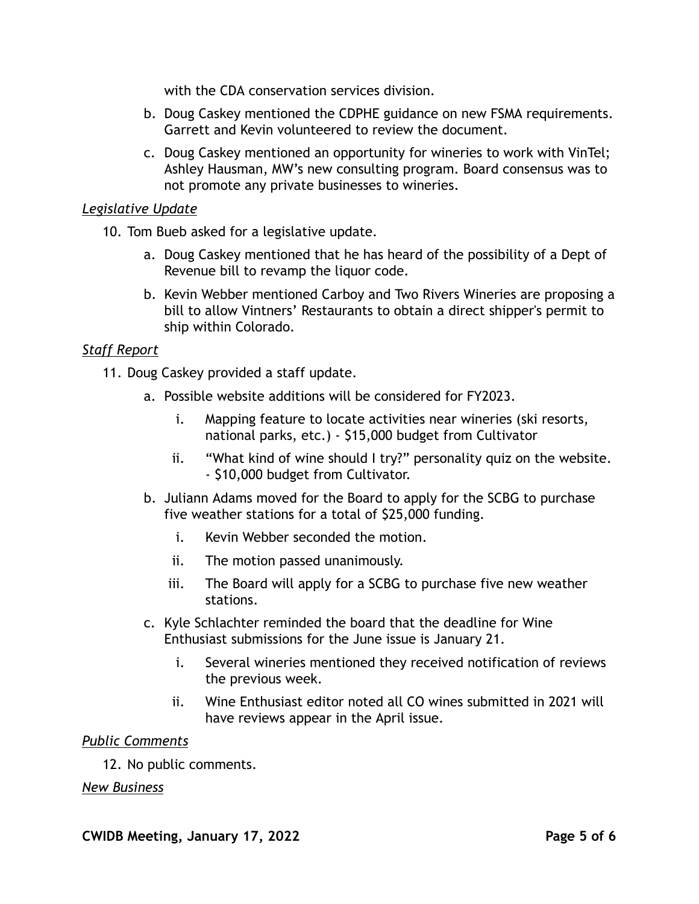with the CDA conservation services division.

b. Doug Caskey mentioned the CDPHE guidance on new FSMA requirements. Garrett and Kevin volunteered to review the document.

c. Doug Caskey mentioned an opportunity for wineries to work with VinTel; Ashley Hausman, MW's new consulting program. Board consensus was to not promote any private businesses to wineries.

*Legislative Update*

10. Tom Bueb asked for a legislative update.

    a. Doug Caskey mentioned that he has heard of the possibility of a Dept of Revenue bill to revamp the liquor code.

    b. Kevin Webber mentioned Carboy and Two Rivers Wineries are proposing a bill to allow Vintners' Restaurants to obtain a direct shipper's permit to ship within Colorado.

*Staff Report*

11. Doug Caskey provided a staff update.

    a. Possible website additions will be considered for FY2023.

        i. Mapping feature to locate activities near wineries (ski resorts, national parks, etc.) - $15,000 budget from Cultivator

        ii. "What kind of wine should I try?" personality quiz on the website. - $10,000 budget from Cultivator.

    b. Juliann Adams moved for the Board to apply for the SCBG to purchase five weather stations for a total of $25,000 funding.

        i. Kevin Webber seconded the motion.

        ii. The motion passed unanimously.

        iii. The Board will apply for a SCBG to purchase five new weather stations.

    c. Kyle Schlachter reminded the board that the deadline for Wine Enthusiast submissions for the June issue is January 21.

        i. Several wineries mentioned they received notification of reviews the previous week.

        ii. Wine Enthusiast editor noted all CO wines submitted in 2021 will have reviews appear in the April issue.

*Public Comments*

12. No public comments.

*New Business*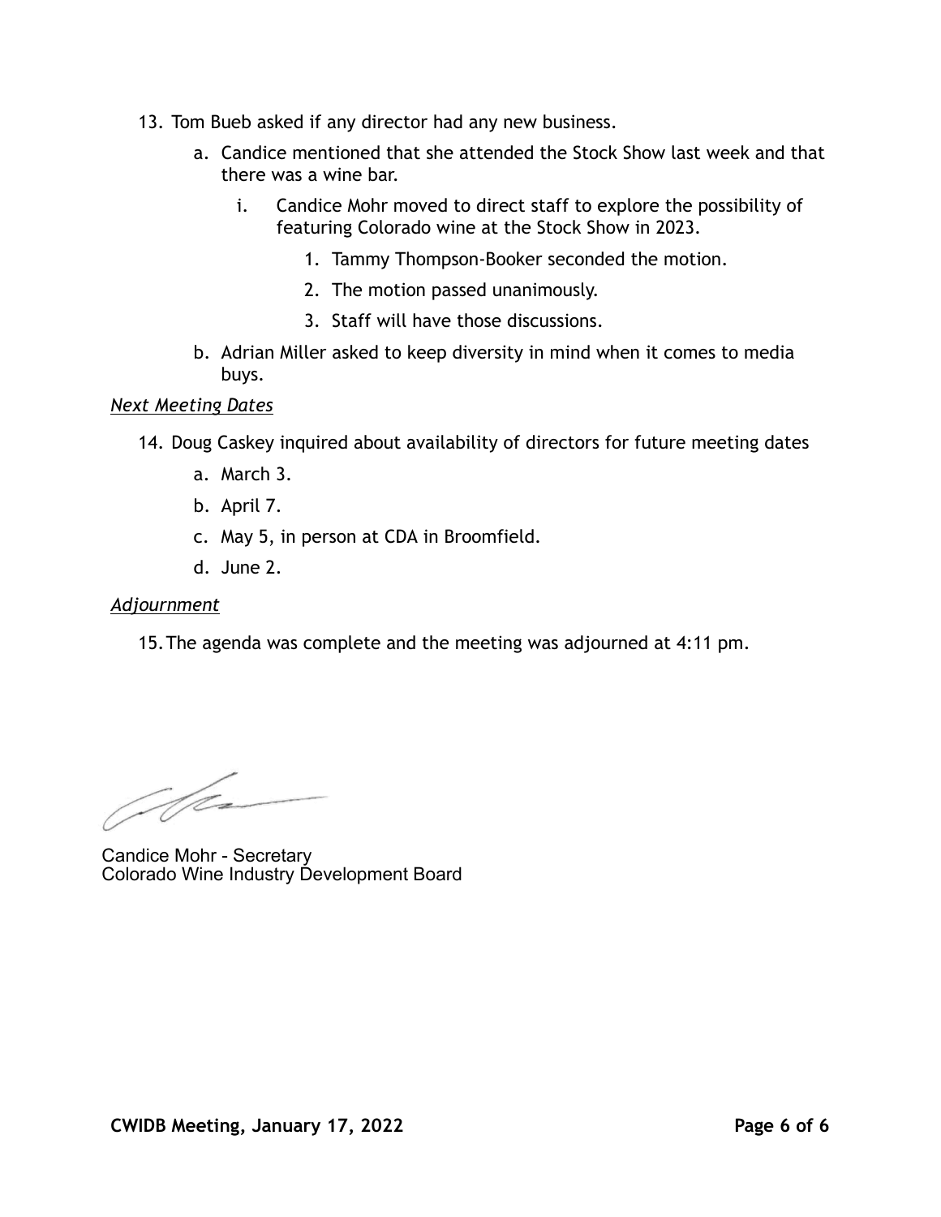13. Tom Bueb asked if any director had any new business.
    a. Candice mentioned that she attended the Stock Show last week and that there was a wine bar.
        i. Candice Mohr moved to direct staff to explore the possibility of featuring Colorado wine at the Stock Show in 2023.
            1. Tammy Thompson-Booker seconded the motion.
            2. The motion passed unanimously.
            3. Staff will have those discussions.
    b. Adrian Miller asked to keep diversity in mind when it comes to media buys.

*Next Meeting Dates*

14. Doug Caskey inquired about availability of directors for future meeting dates
    a. March 3.
    b. April 7.
    c. May 5, in person at CDA in Broomfield.
    d. June 2.

*Adjournment*

15. The agenda was complete and the meeting was adjourned at 4:11 pm.

Candice Mohr - Secretary
Colorado Wine Industry Development Board